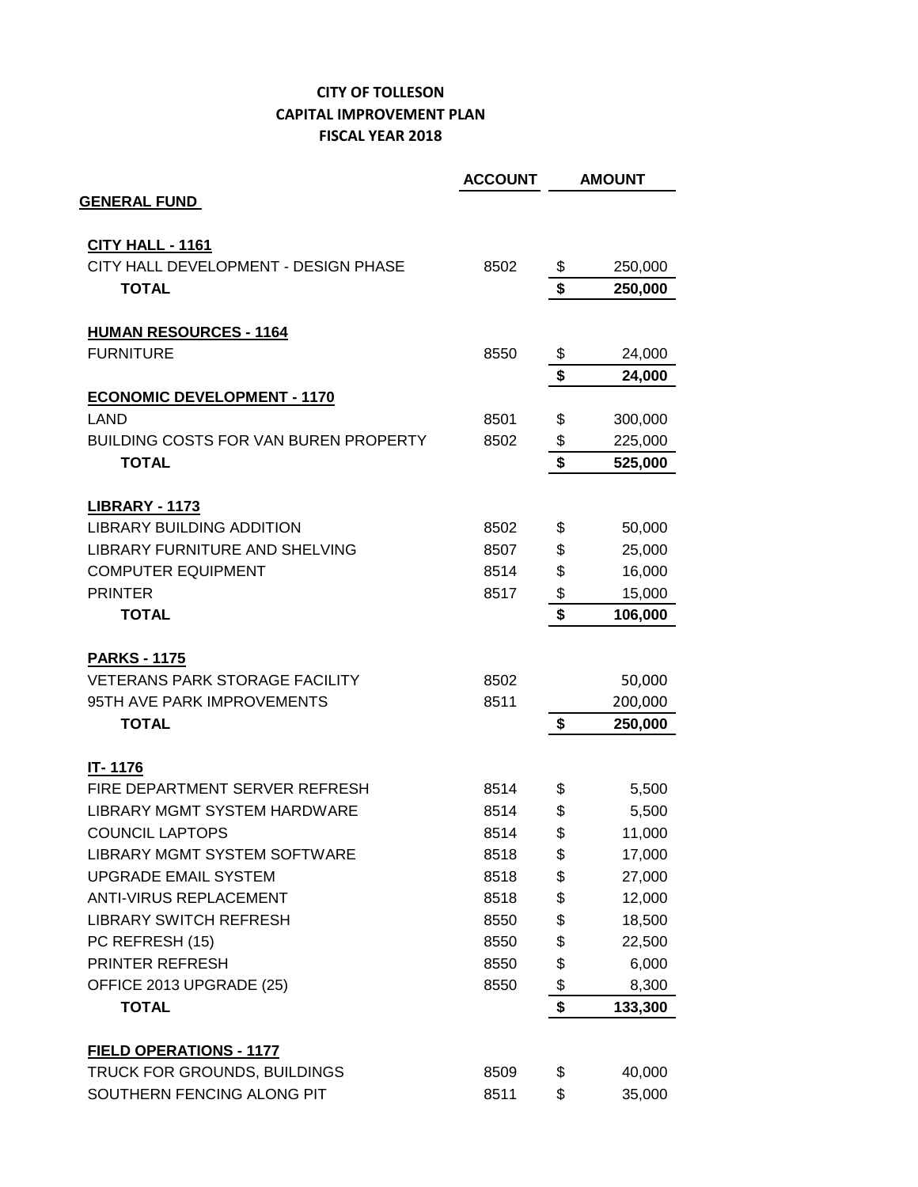# CITY OF TOLLESON
## CAPITAL IMPROVEMENT PLAN
## FISCAL YEAR 2018

| | ACCOUNT | AMOUNT |
|---|---|---|
| **GENERAL FUND** | | |
| | | |
| **CITY HALL - 1161** | | |
| CITY HALL DEVELOPMENT - DESIGN PHASE | 8502 | $ 250,000 |
| **TOTAL** | | **$ 250,000** |
| | | |
| **HUMAN RESOURCES - 1164** | | |
| FURNITURE | 8550 | $ 24,000 |
| | | **$ 24,000** |
| **ECONOMIC DEVELOPMENT - 1170** | | |
| LAND | 8501 | $ 300,000 |
| BUILDING COSTS FOR VAN BUREN PROPERTY | 8502 | $ 225,000 |
| **TOTAL** | | **$ 525,000** |
| | | |
| **LIBRARY - 1173** | | |
| LIBRARY BUILDING ADDITION | 8502 | $ 50,000 |
| LIBRARY FURNITURE AND SHELVING | 8507 | $ 25,000 |
| COMPUTER EQUIPMENT | 8514 | $ 16,000 |
| PRINTER | 8517 | $ 15,000 |
| **TOTAL** | | **$ 106,000** |
| | | |
| **PARKS - 1175** | | |
| VETERANS PARK STORAGE FACILITY | 8502 | 50,000 |
| 95TH AVE PARK IMPROVEMENTS | 8511 | 200,000 |
| **TOTAL** | | **$ 250,000** |
| | | |
| **IT- 1176** | | |
| FIRE DEPARTMENT SERVER REFRESH | 8514 | $ 5,500 |
| LIBRARY MGMT SYSTEM HARDWARE | 8514 | $ 5,500 |
| COUNCIL LAPTOPS | 8514 | $ 11,000 |
| LIBRARY MGMT SYSTEM SOFTWARE | 8518 | $ 17,000 |
| UPGRADE EMAIL SYSTEM | 8518 | $ 27,000 |
| ANTI-VIRUS REPLACEMENT | 8518 | $ 12,000 |
| LIBRARY SWITCH REFRESH | 8550 | $ 18,500 |
| PC REFRESH (15) | 8550 | $ 22,500 |
| PRINTER REFRESH | 8550 | $ 6,000 |
| OFFICE 2013 UPGRADE (25) | 8550 | $ 8,300 |
| **TOTAL** | | **$ 133,300** |
| | | |
| **FIELD OPERATIONS - 1177** | | |
| TRUCK FOR GROUNDS, BUILDINGS | 8509 | $ 40,000 |
| SOUTHERN FENCING ALONG PIT | 8511 | $ 35,000 |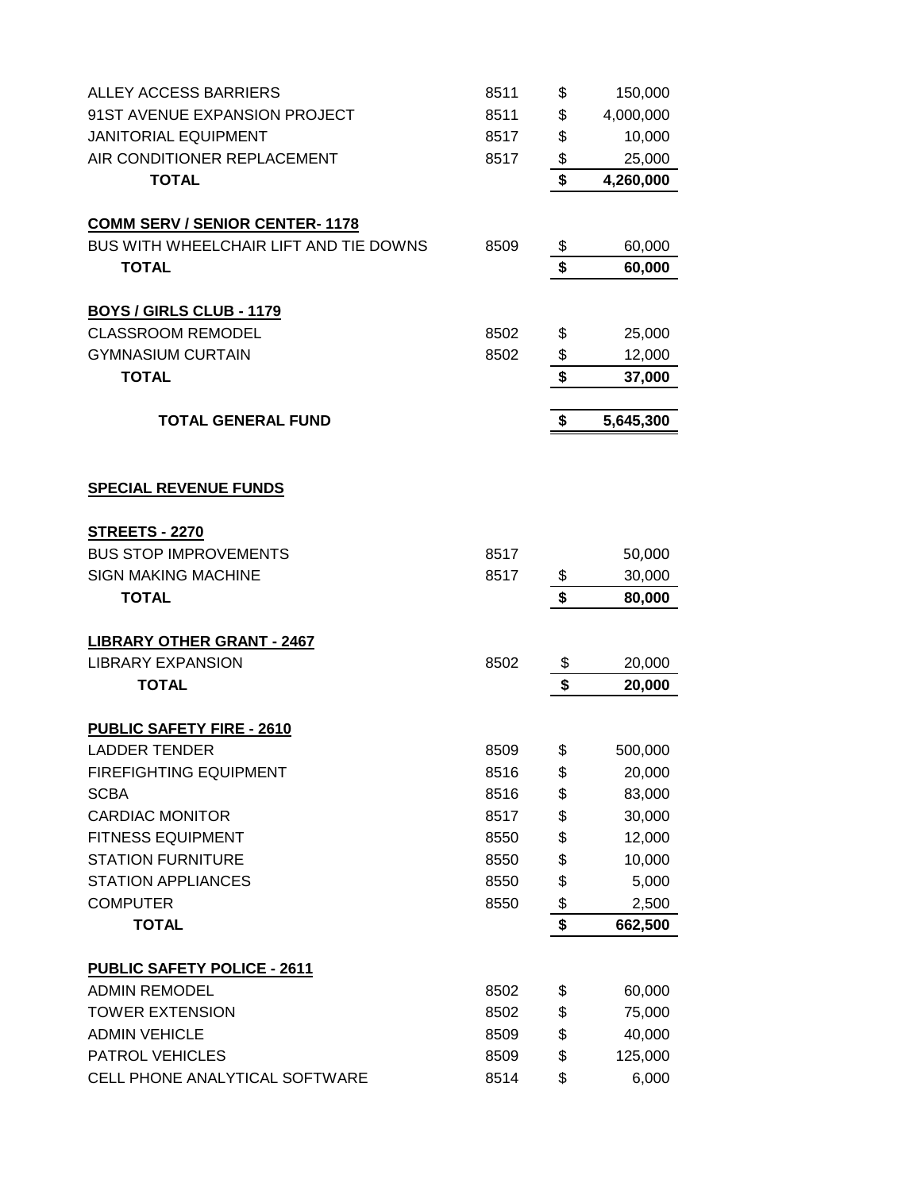| | | | |
|---|---|---|---|
| ALLEY ACCESS BARRIERS | 8511 | $ | 150,000 |
| 91ST AVENUE EXPANSION PROJECT | 8511 | $ | 4,000,000 |
| JANITORIAL EQUIPMENT | 8517 | $ | 10,000 |
| AIR CONDITIONER REPLACEMENT | 8517 | $ | 25,000 |
| **TOTAL** | | **$** | **4,260,000** |
| | | | |
| **COMM SERV / SENIOR CENTER- 1178** | | | |
| BUS WITH WHEELCHAIR LIFT AND TIE DOWNS | 8509 | $ | 60,000 |
| **TOTAL** | | **$** | **60,000** |
| | | | |
| **BOYS / GIRLS CLUB - 1179** | | | |
| CLASSROOM REMODEL | 8502 | $ | 25,000 |
| GYMNASIUM CURTAIN | 8502 | $ | 12,000 |
| **TOTAL** | | **$** | **37,000** |
| | | | |
| **TOTAL GENERAL FUND** | | **$** | **5,645,300** |
| | | | |
| **SPECIAL REVENUE FUNDS** | | | |
| | | | |
| **STREETS - 2270** | | | |
| BUS STOP IMPROVEMENTS | 8517 | | 50,000 |
| SIGN MAKING MACHINE | 8517 | $ | 30,000 |
| **TOTAL** | | **$** | **80,000** |
| | | | |
| **LIBRARY OTHER GRANT - 2467** | | | |
| LIBRARY EXPANSION | 8502 | $ | 20,000 |
| **TOTAL** | | **$** | **20,000** |
| | | | |
| **PUBLIC SAFETY FIRE - 2610** | | | |
| LADDER TENDER | 8509 | $ | 500,000 |
| FIREFIGHTING EQUIPMENT | 8516 | $ | 20,000 |
| SCBA | 8516 | $ | 83,000 |
| CARDIAC MONITOR | 8517 | $ | 30,000 |
| FITNESS EQUIPMENT | 8550 | $ | 12,000 |
| STATION FURNITURE | 8550 | $ | 10,000 |
| STATION APPLIANCES | 8550 | $ | 5,000 |
| COMPUTER | 8550 | $ | 2,500 |
| **TOTAL** | | **$** | **662,500** |
| | | | |
| **PUBLIC SAFETY POLICE - 2611** | | | |
| ADMIN REMODEL | 8502 | $ | 60,000 |
| TOWER EXTENSION | 8502 | $ | 75,000 |
| ADMIN VEHICLE | 8509 | $ | 40,000 |
| PATROL VEHICLES | 8509 | $ | 125,000 |
| CELL PHONE ANALYTICAL SOFTWARE | 8514 | $ | 6,000 |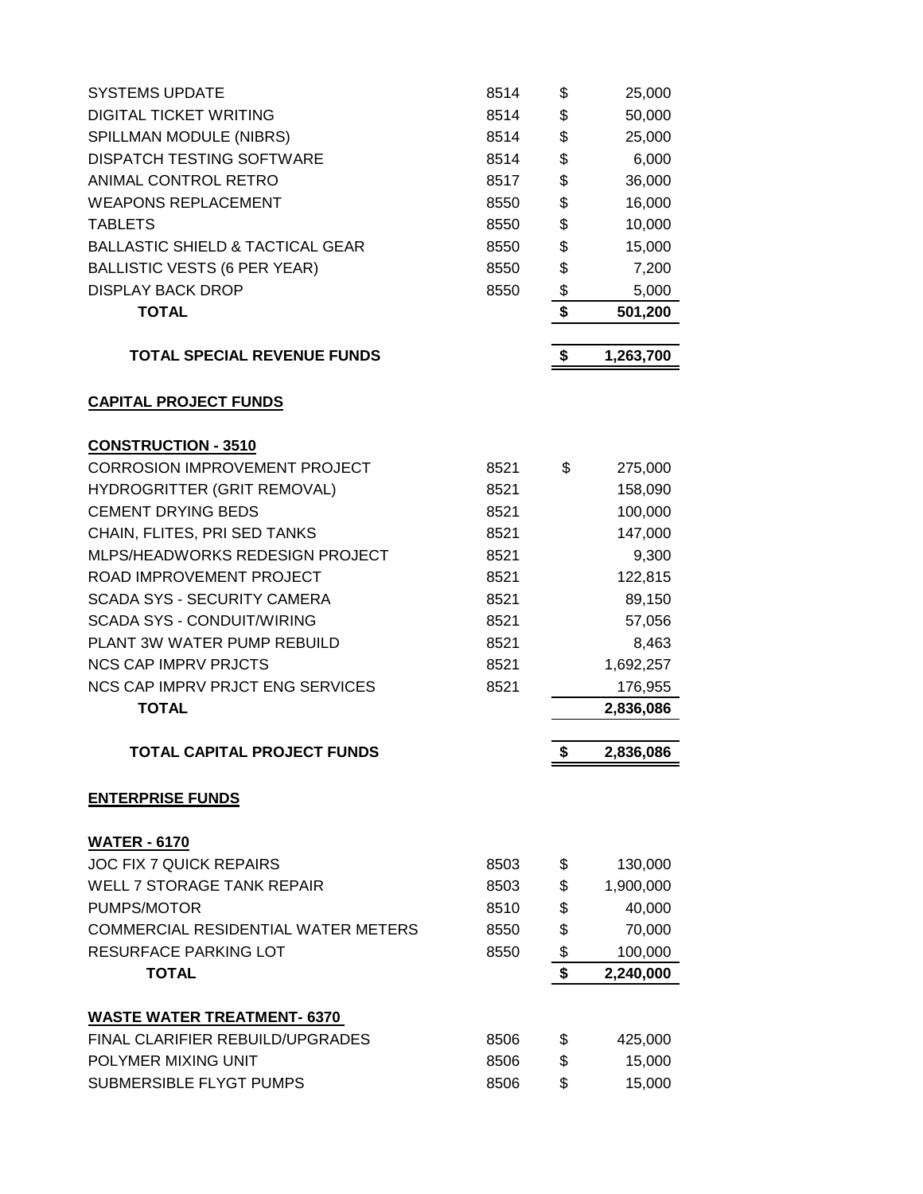| Item | Account | | Amount |
|---|---|---|---|
| SYSTEMS UPDATE | 8514 | $ | 25,000 |
| DIGITAL TICKET WRITING | 8514 | $ | 50,000 |
| SPILLMAN MODULE (NIBRS) | 8514 | $ | 25,000 |
| DISPATCH TESTING SOFTWARE | 8514 | $ | 6,000 |
| ANIMAL CONTROL RETRO | 8517 | $ | 36,000 |
| WEAPONS REPLACEMENT | 8550 | $ | 16,000 |
| TABLETS | 8550 | $ | 10,000 |
| BALLASTIC SHIELD & TACTICAL GEAR | 8550 | $ | 15,000 |
| BALLISTIC VESTS (6 PER YEAR) | 8550 | $ | 7,200 |
| DISPLAY BACK DROP | 8550 | $ | 5,000 |
| **TOTAL** | | **$** | **501,200** |
| | | | |
| **TOTAL SPECIAL REVENUE FUNDS** | | **$** | **1,263,700** |

## CAPITAL PROJECT FUNDS

### CONSTRUCTION - 3510

| Item | Account | | Amount |
|---|---|---|---|
| CORROSION IMPROVEMENT PROJECT | 8521 | $ | 275,000 |
| HYDROGRITTER (GRIT REMOVAL) | 8521 | | 158,090 |
| CEMENT DRYING BEDS | 8521 | | 100,000 |
| CHAIN, FLITES, PRI SED TANKS | 8521 | | 147,000 |
| MLPS/HEADWORKS REDESIGN PROJECT | 8521 | | 9,300 |
| ROAD IMPROVEMENT PROJECT | 8521 | | 122,815 |
| SCADA SYS - SECURITY CAMERA | 8521 | | 89,150 |
| SCADA SYS - CONDUIT/WIRING | 8521 | | 57,056 |
| PLANT 3W WATER PUMP REBUILD | 8521 | | 8,463 |
| NCS CAP IMPRV PRJCTS | 8521 | | 1,692,257 |
| NCS CAP IMPRV PRJCT ENG SERVICES | 8521 | | 176,955 |
| **TOTAL** | | | **2,836,086** |
| | | | |
| **TOTAL CAPITAL PROJECT FUNDS** | | **$** | **2,836,086** |

## ENTERPRISE FUNDS

### WATER - 6170

| Item | Account | | Amount |
|---|---|---|---|
| JOC FIX 7 QUICK REPAIRS | 8503 | $ | 130,000 |
| WELL 7 STORAGE TANK REPAIR | 8503 | $ | 1,900,000 |
| PUMPS/MOTOR | 8510 | $ | 40,000 |
| COMMERCIAL RESIDENTIAL WATER METERS | 8550 | $ | 70,000 |
| RESURFACE PARKING LOT | 8550 | $ | 100,000 |
| **TOTAL** | | **$** | **2,240,000** |

### WASTE WATER TREATMENT- 6370

| Item | Account | | Amount |
|---|---|---|---|
| FINAL CLARIFIER REBUILD/UPGRADES | 8506 | $ | 425,000 |
| POLYMER MIXING UNIT | 8506 | $ | 15,000 |
| SUBMERSIBLE FLYGT PUMPS | 8506 | $ | 15,000 |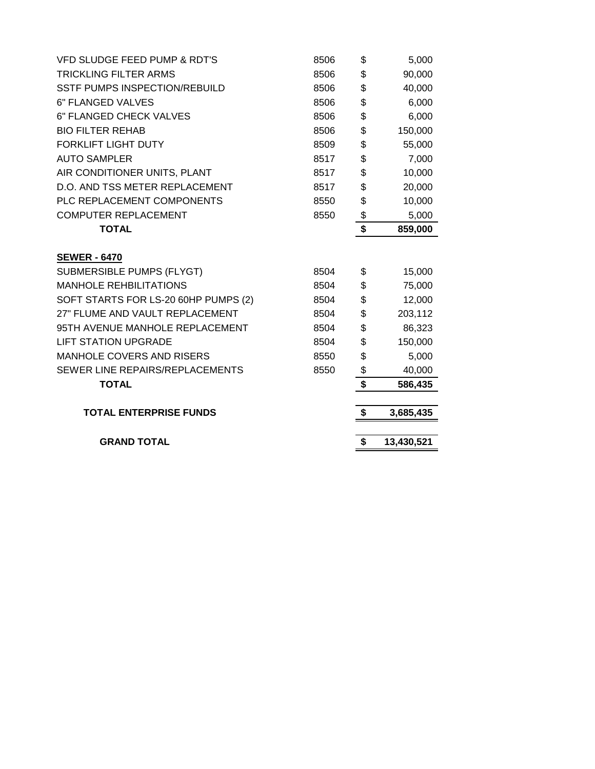| | | | |
|---|---|---|---|
| VFD SLUDGE FEED PUMP & RDT'S | 8506 | $ | 5,000 |
| TRICKLING FILTER ARMS | 8506 | $ | 90,000 |
| SSTF PUMPS INSPECTION/REBUILD | 8506 | $ | 40,000 |
| 6" FLANGED VALVES | 8506 | $ | 6,000 |
| 6" FLANGED CHECK VALVES | 8506 | $ | 6,000 |
| BIO FILTER REHAB | 8506 | $ | 150,000 |
| FORKLIFT LIGHT DUTY | 8509 | $ | 55,000 |
| AUTO SAMPLER | 8517 | $ | 7,000 |
| AIR CONDITIONER UNITS, PLANT | 8517 | $ | 10,000 |
| D.O. AND TSS METER REPLACEMENT | 8517 | $ | 20,000 |
| PLC REPLACEMENT COMPONENTS | 8550 | $ | 10,000 |
| COMPUTER REPLACEMENT | 8550 | $ | 5,000 |
| **TOTAL** | | **$** | **859,000** |
| | | | |
| **SEWER - 6470** | | | |
| SUBMERSIBLE PUMPS (FLYGT) | 8504 | $ | 15,000 |
| MANHOLE REHBILITATIONS | 8504 | $ | 75,000 |
| SOFT STARTS FOR LS-20 60HP PUMPS (2) | 8504 | $ | 12,000 |
| 27" FLUME AND VAULT REPLACEMENT | 8504 | $ | 203,112 |
| 95TH AVENUE MANHOLE REPLACEMENT | 8504 | $ | 86,323 |
| LIFT STATION UPGRADE | 8504 | $ | 150,000 |
| MANHOLE COVERS AND RISERS | 8550 | $ | 5,000 |
| SEWER LINE REPAIRS/REPLACEMENTS | 8550 | $ | 40,000 |
| **TOTAL** | | **$** | **586,435** |
| | | | |
| **TOTAL ENTERPRISE FUNDS** | | **$** | **3,685,435** |
| | | | |
| **GRAND TOTAL** | | **$** | **13,430,521** |